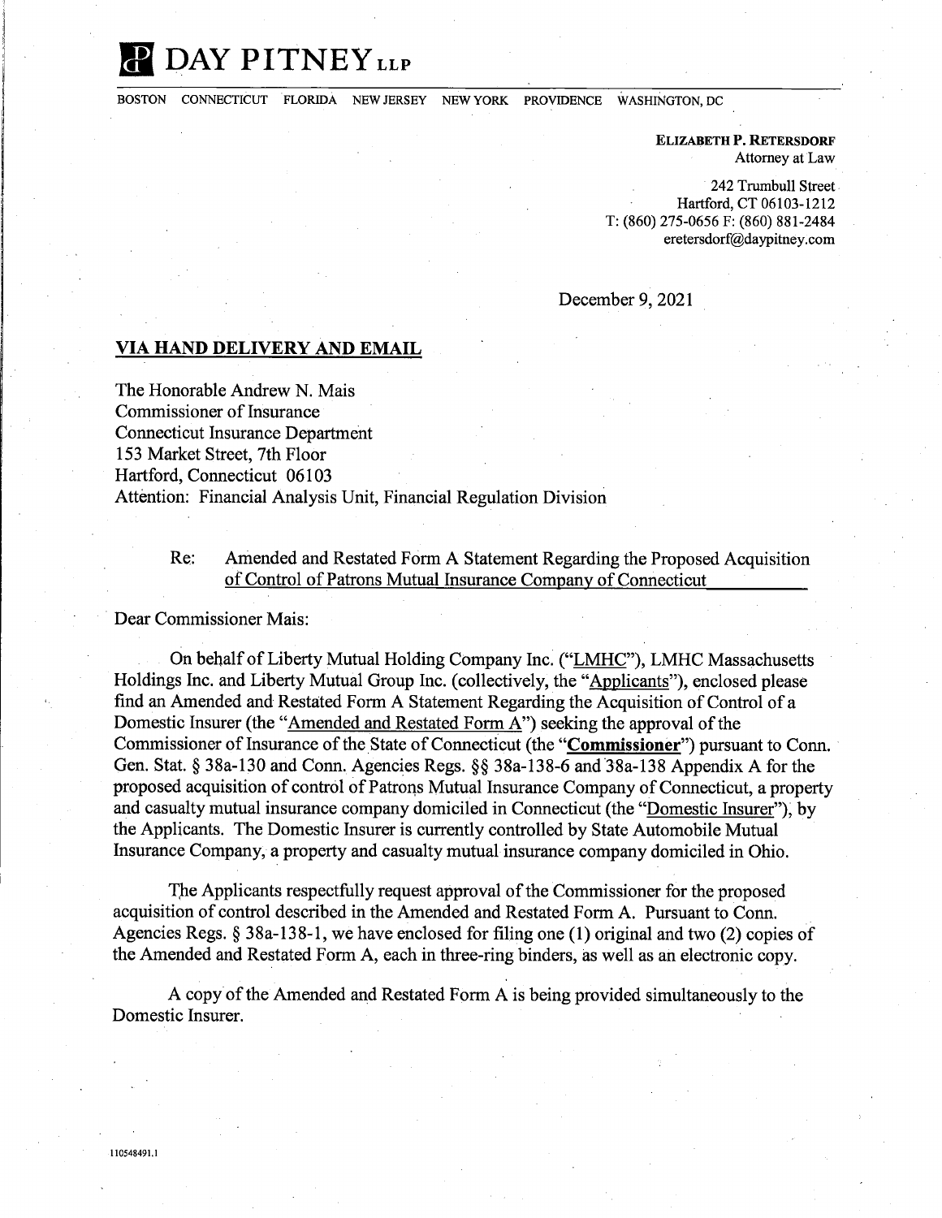# DAY PITNEY LLP

BOSTON CONNECTICUT FLORIDA NEW JERSEY NEW YORK PROVIDENCE WASHINGTON, DC

**ELIZABETH P. RETERSDORF**
Attorney at Law

242 Trumbull Street
Hartford, CT 06103-1212
T: (860) 275-0656 F: (860) 881-2484
eretersdorf@daypitney.com

December 9, 2021

**VIA HAND DELIVERY AND EMAIL**

The Honorable Andrew N. Mais
Commissioner of Insurance
Connecticut Insurance Department
153 Market Street, 7th Floor
Hartford, Connecticut 06103
Attention: Financial Analysis Unit, Financial Regulation Division

Re: Amended and Restated Form A Statement Regarding the Proposed Acquisition of Control of Patrons Mutual Insurance Company of Connecticut

Dear Commissioner Mais:

On behalf of Liberty Mutual Holding Company Inc. ("LMHC"), LMHC Massachusetts Holdings Inc. and Liberty Mutual Group Inc. (collectively, the "Applicants"), enclosed please find an Amended and Restated Form A Statement Regarding the Acquisition of Control of a Domestic Insurer (the "Amended and Restated Form A") seeking the approval of the Commissioner of Insurance of the State of Connecticut (the "**Commissioner**") pursuant to Conn. Gen. Stat. § 38a-130 and Conn. Agencies Regs. §§ 38a-138-6 and 38a-138 Appendix A for the proposed acquisition of control of Patrons Mutual Insurance Company of Connecticut, a property and casualty mutual insurance company domiciled in Connecticut (the "Domestic Insurer"), by the Applicants. The Domestic Insurer is currently controlled by State Automobile Mutual Insurance Company, a property and casualty mutual insurance company domiciled in Ohio.

The Applicants respectfully request approval of the Commissioner for the proposed acquisition of control described in the Amended and Restated Form A. Pursuant to Conn. Agencies Regs. § 38a-138-1, we have enclosed for filing one (1) original and two (2) copies of the Amended and Restated Form A, each in three-ring binders, as well as an electronic copy.

A copy of the Amended and Restated Form A is being provided simultaneously to the Domestic Insurer.

110548491.1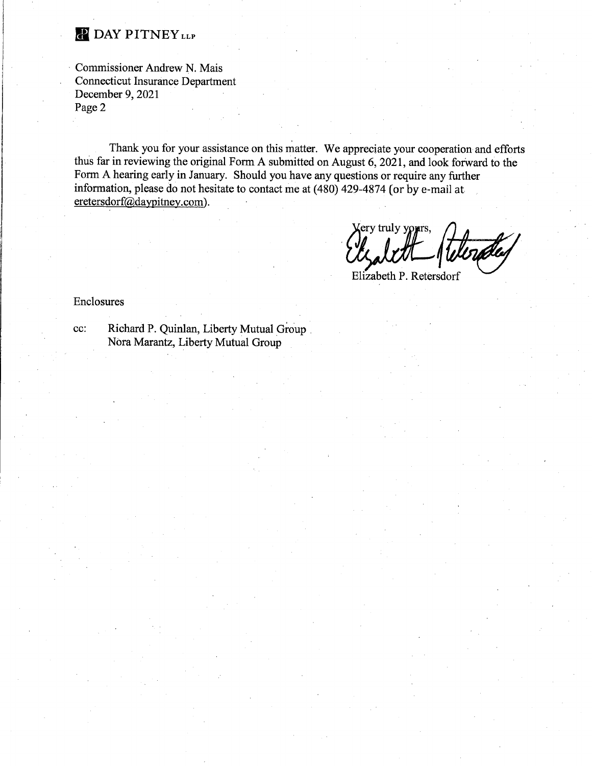DAY PITNEY LLP

Commissioner Andrew N. Mais
Connecticut Insurance Department
December 9, 2021
Page 2

Thank you for your assistance on this matter. We appreciate your cooperation and efforts thus far in reviewing the original Form A submitted on August 6, 2021, and look forward to the Form A hearing early in January. Should you have any questions or require any further information, please do not hesitate to contact me at (480) 429-4874 (or by e-mail at eretersdorf@daypitney.com).

Very truly yours,

Elizabeth P. Retersdorf

Enclosures

cc: Richard P. Quinlan, Liberty Mutual Group
Nora Marantz, Liberty Mutual Group